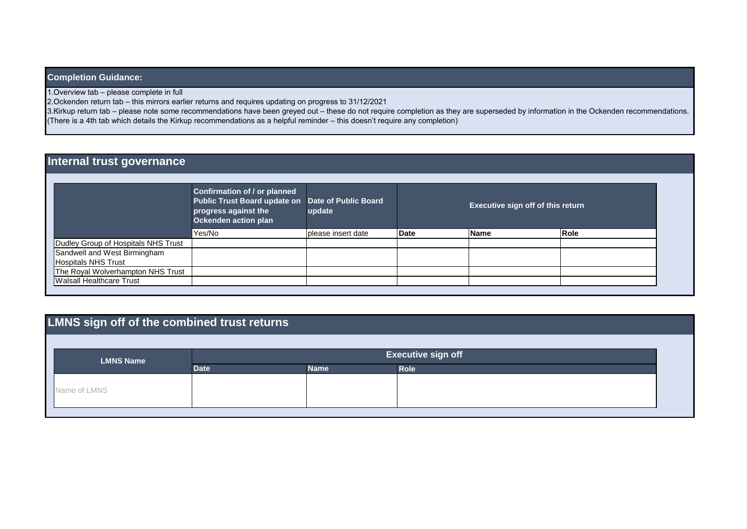## Completion Guidance:

1.Overview tab – please complete in full

2.Ockenden return tab – this mirrors earlier returns and requires updating on progress to 31/12/2021

3.Kirkup return tab – please note some recommendations have been greyed out – these do not require completion as they are superseded by information in the Ockenden recommendations.
(There is a 4th tab which details the Kirkup recommendations as a helpful reminder – this doesn't require any completion)

## Internal trust governance

| | Confirmation of / or planned Public Trust Board update on progress against the Ockenden action plan | Date of Public Board update | Executive sign off of this return | | |
|---|---|---|---|---|---|
| | Yes/No | please insert date | **Date** | **Name** | **Role** |
| Dudley Group of Hospitals NHS Trust | | | | | |
| Sandwell and West Birmingham Hospitals NHS Trust | | | | | |
| The Royal Wolverhampton NHS Trust | | | | | |
| Walsall Healthcare Trust | | | | | |

## LMNS sign off of the combined trust returns

| LMNS Name | Executive sign off | | |
|---|---|---|---|
| | **Date** | **Name** | **Role** |
| Name of LMNS | | | |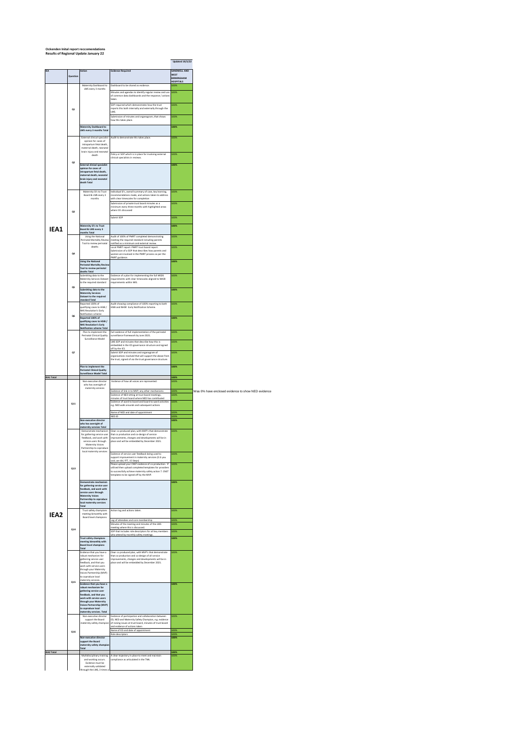**Ockenden Inital report reccomendations**
**Results of Regional Update January 22**

Updated 19/3/22

| IEA | Question | Action | Evidence Required | SANDWELL AND WEST BIRMINGHAM HOSPITALS |
|---|---|---|---|---|
| IEA1 | Q1 | Maternity Dashboard to LMS every 3 months | Dashboard to be shared as evidence. | 100% |
| | | | Minutes and agendas to identify regular review and use of common data dashboards and the response / actions taken. | 100% |
| | | | SOP required which demonstrates how the trust reports this both internally and externally through the LMS. | 100% |
| | | | Submission of minutes and organogram, that shows how this takes place. | 100% |
| | | **Maternity Dashboard to LMS every 3 months Total** | | 100% |
| | Q2 | External clinical specialist opinion for cases of intrapartum fetal death, maternal death, neonatal brain injury and neonatal death | Audit to demonstrate this takes place. | 100% |
| | | | Policy or SOP which is in place for involving external clinical specialists in reviews. | 100% |
| | | **External clinical specialist opinion for cases of intrapartum fetal death, maternal death, neonatal brain injury and neonatal death Total** | | 100% |
| | Q3 | Maternity SI's to Trust Board & LMS every 3 months | Individual SI's, overall summary of case, key learning, recommendations made, and actions taken to address with clear timescales for completion | 100% |
| | | | Submission of private trust board minutes as a minimum every three months with highlighted areas where SI's discussed | 100% |
| | | | Submit SOP | 100% |
| | | **Maternity SI's to Trust Board & LMS every 3 months Total** | | 100% |
| | Q4 | Using the National Perinatal Mortality Review Tool to review perinatal deaths | Audit of 100% of PMRT completed demonstrating meeting the required standard including parents notified as a minimum and external review. | 100% |
| | | | Local PMRT report. PMRT trust board report. Submission of a SOP that describes how parents and women are involved in the PMRT process as per the PMRT guidance. | 100% |
| | | **Using the National Perinatal Mortality Review Tool to review perinatal deaths Total** | | 100% |
| | Q5 | Submitting data to the Maternity Services Dataset to the required standard | Evidence of a plan for implementing the full MSDS requirements with clear timescales aligned to NHSR requirements within MIS. | 100% |
| | | **Submitting data to the Maternity Services Dataset to the required standard Total** | | 100% |
| | Q6 | Reported 100% of qualifying cases to HSIB / NHS Resolution's Early Notification scheme | Audit showing compliance of 100% reporting to both HSIB and NHSR Early Notification Scheme. | 100% |
| | | **Reported 100% of qualifying cases to HSIB / NHS Resolution's Early Notification scheme Total** | | 100% |
| | Q7 | Plan to implement the Perinatal Clinical Quality Surveillance Model | Full evidence of full implementation of the perinatal surveillance framework by June 2021. | 100% |
| | | | LMS SOP and minutes that describe how this is embedded in the ICS governance structure and signed off by the ICS. | 100% |
| | | | Submit SOP and minutes and organogram of organisations involved that will support the above from the trust, signed of via the trust governance structure. | 100% |
| | | **Plan to implement the Perinatal Clinical Quality Surveillance Model Total** | | 100% |
| IEA1 Total | | | | 100% |
| IEA2 | Q11 | Non-executive director who has oversight of maternity services | Evidence of how all voices are represented. | 100% |
| | | | Evidence of link in to MVP; any other mechanisms | 100% |
| | | | Evidence of NED sitting at trust board meetings, minutes of trust board where NED has contributed | 100% |
| | | | Evidence of ward to board and board to ward activities e.g. NED walk arounds and subsequent actions | 100% |
| | | | Name of NED and date of appointment | 100% |
| | | | NED JD | 100% |
| | | **Non-executive director who has oversight of maternity services Total** | | 100% |
| | Q13 | Demonstrate mechanism for gathering service user feedback, and work with service users through Maternity Voices Partnership to coproduce local maternity services | Clear co-produced plan, with MVP's that demonstrate that co-production and co-design of service improvements, changes and developments will be in place and will be embedded by December 2021. | 100% |
| | | | Evidence of service user feedback being used to support improvement in maternity services (E.G you said, we did, FFT, 15 Steps) | 100% |
| | | | Please upload your CNST evidence of co-production. If utilised then upload completed templates for providers to successfully achieve maternity safety action 7. CNST templates to be signed off by the MVP. | 100% |
| | | **Demonstrate mechanism for gathering service user feedback, and work with service users through Maternity Voices Partnership to coproduce local maternity services Total** | | 100% |
| | Q14 | Trust safety champions meeting bimonthly with Board level champions | Action log and actions taken. | 100% |
| | | | Log of attendees and core membership. | 100% |
| | | | Minutes of the meeting and minutes of the LMS meeting where this is discussed. | 100% |
| | | | SOP that includes role descriptors for all key members who attend by-monthly safety meetings. | 100% |
| | | **Trust safety champions meeting bimonthly with Board level champions Total** | | 100% |
| | Q15 | Evidence that you have a robust mechanism for gathering service user feedback, and that you work with service users through your Maternity Voices Partnership (MVP) to coproduce local maternity services. | Clear co produced plan, with MVP's that demonstrate that co-production and co-design of all service improvements, changes and developments will be in place and will be embedded by December 2021. | 100% |
| | | **Evidence that you have a robust mechanism for gathering service user feedback, and that you work with service users through your Maternity Voices Partnership (MVP) to coproduce local maternity services. Total** | | 100% |
| | Q16 | Non-executive director support the Board maternity safety champion | Evidence of participation and collaboration between ED, NED and Maternity Safety Champion, e.g. evidence of raising issues at trust board, minutes of trust board and evidence of actions taken | 100% |
| | | | Name of ED and date of appointment | 100% |
| | | | Role descriptors | 100% |
| | | **Non-executive director support the Board maternity safety champion Total** | | 100% |
| IEA2 Total | | | | 100% |
| | | Multidisciplinary training and working occurs. Evidence must be externally validated through the LMS, 3 times a | A clear trajectory in place to meet and maintain compliance as articulated in the TNA. | 100% |

Was 0% have enclosed evidence to show NED evidence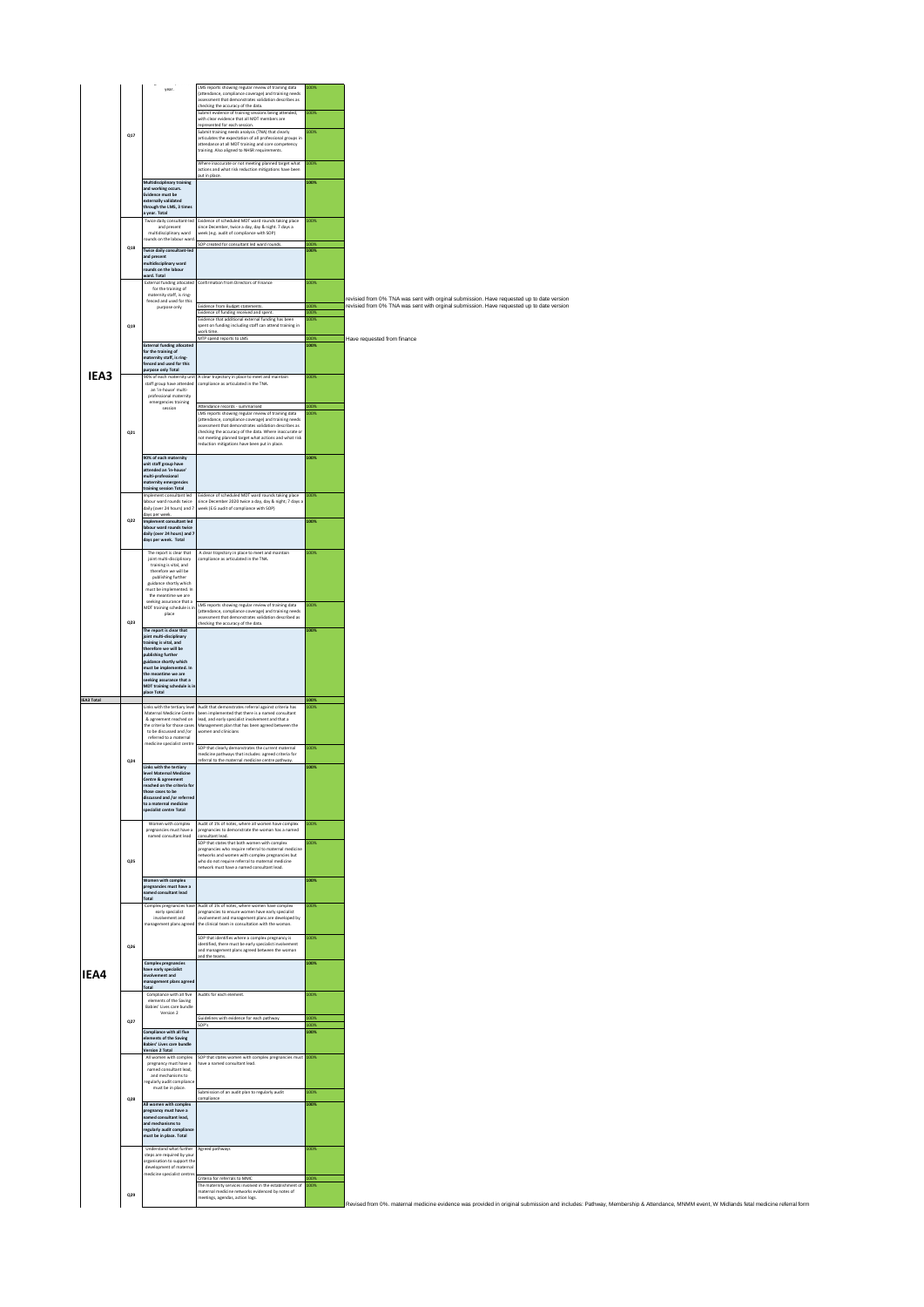| Section | Q | Requirement | Evidence | Score | Comment |
|---|---|---|---|---|---|
| IEA3 | Q17 | ...year. | LMS reports showing regular review of training data (attendance, compliance coverage) and training needs assessment that demonstrates validation describes as checking the accuracy of the data. | 100% | |
| | | | Submit evidence of training sessions being attended, with clear evidence that all MDT members are represented for each session. | 100% | |
| | | | Submit training needs analysis (TNA) that clearly articulates the expectation of all professional groups in attendance at all MDT training and core competency training. Also aligned to NHSR requirements. | 100% | |
| | | | Where inaccurate or not meeting planned target what actions and what risk reduction mitigations have been put in place. | 100% | |
| | | **Multidisciplinary training and working occurs. Evidence must be externally validated through the LMS, 3 times a year. Total** | | 100% | |
| | Q18 | Twice daily consultant-led and present multidisciplinary ward rounds on the labour ward. | Evidence of scheduled MDT ward rounds taking place since December, twice a day, day & night: 7 days a week (e.g. audit of compliance with SOP) | 100% | |
| | | | SOP created for consultant led ward rounds. | 100% | |
| | | **Twice daily consultant-led and present multidisciplinary ward rounds on the labour ward. Total** | | 100% | |
| | Q19 | External funding allocated for the training of maternity staff, is ring-fenced and used for this purpose only | Confirmation from Directors of Finance | 100% | revisied from 0% TNA was sent with orginal submission. Have requested up to date version |
| | | | Evidence from Budget statements | 100% | revisied from 0% TNA was sent with orginal submission. Have requested up to date version |
| | | | Evidence of funding received and spent | 100% | |
| | | | Evidence that additional external funding has been spent on funding including staff can attend training in work time. | 100% | |
| | | | MTP spend reports to LMS | 100% | Have requested from finance |
| | | **External funding allocated for the training of maternity staff, is ring-fenced and used for this purpose only Total** | | 100% | |
| | Q21 | 90% of each maternity unit staff group have attended an 'in-house' multi-professional maternity emergencies training session | A clear trajectory in place to meet and maintain compliance as articulated in the TNA. | 100% | |
| | | | Attendance records - summarised | 100% | |
| | | | LMS reports showing regular review of training data (attendance, compliance coverage) and training needs assessment that demonstrates validation describes as checking the accuracy of the data. Where inaccurate or not meeting planned target what actions and what risk reduction mitigations have been put in place. | 100% | |
| | | **90% of each maternity unit staff group have attended an 'in-house' multi-professional maternity emergencies training session Total** | | 100% | |
| | Q22 | Implement consultant led labour ward rounds twice daily (over 24 hours) and 7 days per week. | Evidence of scheduled MDT ward rounds taking place since December 2020 twice a day, day & night; 7 days a week (E.G audit of compliance with SOP) | 100% | |
| | | **Implement consultant led labour ward rounds twice daily (over 24 hours) and 7 days per week. Total** | | 100% | |
| | Q23 | The report is clear that joint multi-disciplinary training is vital, and therefore we will be publishing further guidance shortly which must be implemented. In the meantime we are seeking assurance that a MDT training schedule is in place | A clear trajectory in place to meet and maintain compliance as articulated in the TNA. | 100% | |
| | | | LMS reports showing regular review of training data (attendance, compliance coverage) and training needs assessment that demonstrates validation described as checking the accuracy of the data. | 100% | |
| | | **The report is clear that joint multi-disciplinary training is vital, and therefore we will be publishing further guidance shortly which must be implemented. In the meantime we are seeking assurance that a MDT training schedule is in place Total** | | 100% | |
| **IEA3 Total** | | | | 100% | |
| IEA4 | Q24 | Links with the tertiary level Maternal Medicine Centre & agreement reached on the criteria for those cases to be discussed and /or referred to a maternal medicine specialist centre | Audit that demonstrates referral against criteria has been implemented that there is a named consultant lead, and early specialist involvement and that a Management plan that has been agreed between the women and clinicians | 100% | |
| | | | SOP that clearly demonstrates the current maternal medicine pathways that includes: agreed criteria for referral to the maternal medicine centre pathway. | 100% | |
| | | **Links with the tertiary level Maternal Medicine Centre & agreement reached on the criteria for those cases to be discussed and /or referred to a maternal medicine specialist centre Total** | | 100% | |
| | Q25 | Women with complex pregnancies must have a named consultant lead | Audit of 1% of notes, where all women have complex pregnancies to demonstrate the woman has a named consultant lead. | 100% | |
| | | | SOP that states that both women with complex pregnancies who require referral to maternal medicine networks and women with complex pregnancies but who do not require referral to maternal medicine network must have a named consultant lead. | 100% | |
| | | **Women with complex pregnancies must have a named consultant lead Total** | | 100% | |
| | Q26 | Complex pregnancies have early specialist involvement and management plans agreed | Audit of 1% of notes, where women have complex pregnancies to ensure women have early specialist involvement and management plans are developed by the clinical team in consultation with the woman. | 100% | |
| | | | SOP that identifies where a complex pregnancy is identified, there must be early specialist involvement and management plans agreed between the woman and the teams. | 100% | |
| | | **Complex pregnancies have early specialist involvement and management plans agreed Total** | | 100% | |
| | Q27 | Compliance with all five elements of the Saving Babies' Lives care bundle Version 2 | Audits for each element. | 100% | |
| | | | Guidelines with evidence for each pathway | 100% | |
| | | | SOP's | 100% | |
| | | **Compliance with all five elements of the Saving Babies' Lives care bundle Version 2 Total** | | 100% | |
| | Q28 | All women with complex pregnancy must have a named consultant lead, and mechanisms to regularly audit compliance must be in place. | SOP that states women with complex pregnancies must have a named consultant lead. | 100% | |
| | | | Submission of an audit plan to regularly audit compliance | 100% | |
| | | **All women with complex pregnancy must have a named consultant lead, and mechanisms to regularly audit compliance must be in place. Total** | | 100% | |
| | Q29 | Understand what further steps are required by your organisation to support the development of maternal medicine specialist centres | Agreed pathways | 100% | |
| | | | Criteria for referrals to MMC | 100% | |
| | | | The maternity services involved in the establishment of maternal medicine networks evidenced by notes of meetings, agendas, action logs. | 100% | Revised from 0%. maternal medicine evidence was provided in original submission and includes: Pathway, Membership & Attendance, MNMM event, W Midlands fetal medicine referral form |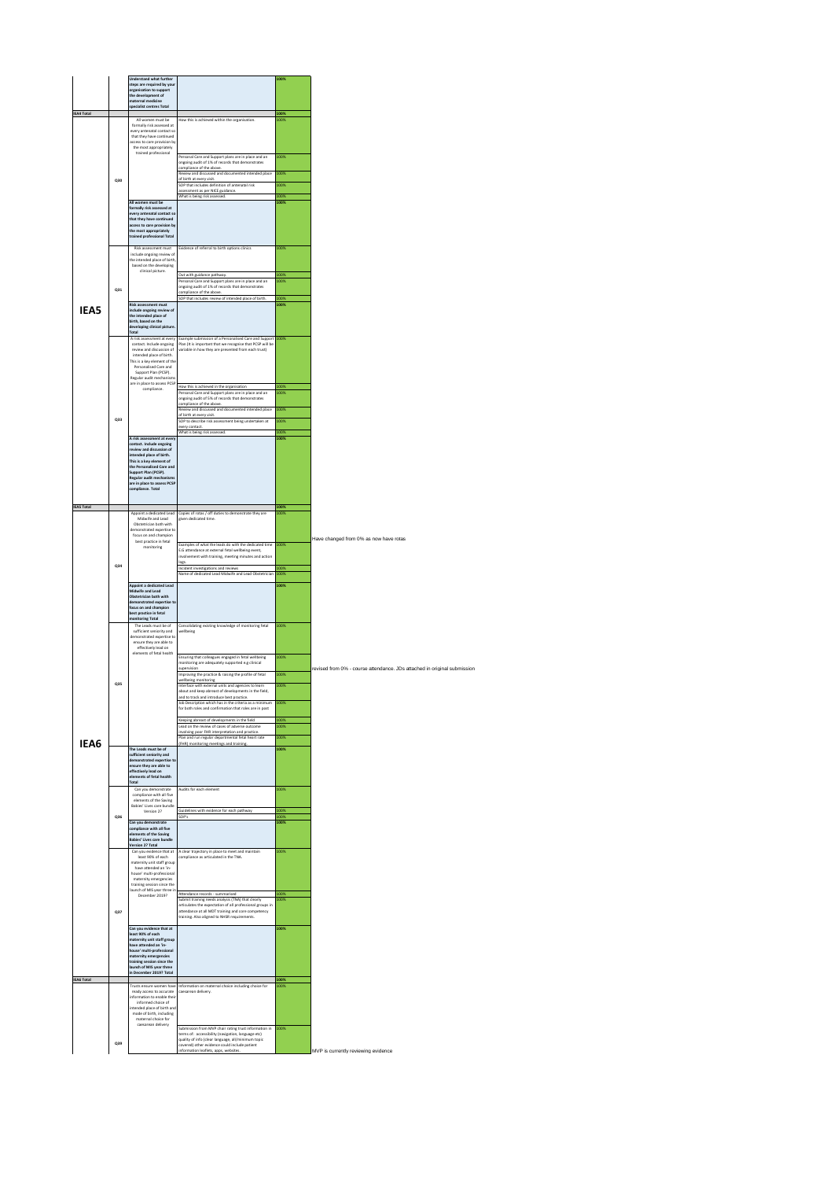| Section | Question | Requirement | Evidence | Score | Comments |
|---|---|---|---|---|---|
| | | Understand what further steps are required by your organisation to support the development of maternal medicine specialist centres Total | | 100% | |
| IEA4 Total | | | | 100% | |
| IEA5 | Q30 | All women must be formally risk assessed at every antenatal contact so that they have continued access to care provision by the most appropriately trained professional | How this is achieved within the organisation. | 100% | |
| | | | Personal Care and Support plans are in place and an ongoing audit of 5% of records that demonstrates compliance of the above. | 100% | |
| | | | Review and discussed and documented intended place of birth at every visit. | 100% | |
| | | | SOP that includes definition of antenatal risk assessment as per NICE guidance. | 100% | |
| | | | What is being risk assessed. | 100% | |
| | | All women must be formally risk assessed at every antenatal contact so that they have continued access to care provision by the most appropriately trained professional Total | | 100% | |
| | Q31 | Risk assessment must include ongoing review of the intended place of birth, based on the developing clinical picture. | Evidence of referral to birth options clinics | 100% | |
| | | | Out with guidance pathway. | 100% | |
| | | | Personal Care and Support plans are in place and an ongoing audit of 5% of records that demonstrates compliance of the above. | 100% | |
| | | | SOP that includes review of intended place of birth. | 100% | |
| | | Risk assessment must include ongoing review of the intended place of birth, based on the developing clinical picture. Total | | 100% | |
| | Q33 | A risk assessment at every contact. Include ongoing review and discussion of intended place of birth. This is a key element of the Personalised Care and Support Plan (PCSP). Regular audit mechanisms are in place to assess PCSP compliance. | Example submission of a Personalised Care and Support Plan (It is important that we recognise that PCSP will be variable in how they are presented from each trust) | 100% | |
| | | | How this is achieved in the organisation | 100% | |
| | | | Personal Care and Support plans are in place and an ongoing audit of 5% of records that demonstrates compliance of the above. | 100% | |
| | | | Review and discussed and documented intended place of birth at every visit. | 100% | |
| | | | SOP to describe risk assessment being undertaken at every contact. | 100% | |
| | | | What is being risk assessed. | 100% | |
| | | A risk assessment at every contact. Include ongoing review and discussion of intended place of birth. This is a key element of the Personalised Care and Support Plan (PCSP). Regular audit mechanisms are in place to assess PCSP compliance. Total | | 100% | |
| IEA5 Total | | | | 100% | |
| IEA6 | Q34 | Appoint a dedicated Lead Midwife and Lead Obstetrician both with demonstrated expertise to focus on and champion best practice in fetal monitoring | Copies of rotas / off duties to demonstrate they are given dedicated time. | 100% | Have changed from 0% as now have rotas |
| | | | Examples of what the leads do with the dedicated time E.G attendance at external fetal wellbeing event, involvement with training, meeting minutes and action logs. | 100% | |
| | | | Incident investigations and reviews | 100% | |
| | | | Name of dedicated Lead Midwife and Lead Obstetrician | 100% | |
| | | Appoint a dedicated Lead Midwife and Lead Obstetrician both with demonstrated expertise to focus on and champion best practice in fetal monitoring Total | | 100% | |
| | Q35 | The Leads must be of sufficient seniority and demonstrated expertise to ensure they are able to effectively lead on elements of fetal health | Consolidating existing knowledge of monitoring fetal wellbeing | 100% | |
| | | | Ensuring that colleagues engaged in fetal wellbeing monitoring are adequately supported e.g clinical supervision | 100% | revised from 0% - course attendance. JDs attached in original submission |
| | | | Improving the practice & raising the profile of fetal wellbeing monitoring | 100% | |
| | | | Interface with external units and agencies to learn about and keep abreast of developments in the field, and to track and introduce best practice. | 100% | |
| | | | Job Description which has in the criteria as a minimum for both roles and confirmation that roles are in post | 100% | |
| | | | Keeping abreast of developments in the field | 100% | |
| | | | Lead on the review of cases of adverse outcome involving poor FHR interpretation and practice. | 100% | |
| | | | Plan and run regular departmental fetal heart rate (FHR) monitoring meetings and training. | 100% | |
| | | The Leads must be of sufficient seniority and demonstrated expertise to ensure they are able to effectively lead on elements of fetal health Total | | 100% | |
| | Q36 | Can you demonstrate compliance with all five elements of the Saving Babies' Lives care bundle Version 2? | Audits for each element | 100% | |
| | | | Guidelines with evidence for each pathway | 100% | |
| | | | SOP's | 100% | |
| | | Can you demonstrate compliance with all five elements of the Saving Babies' Lives care bundle Version 2? Total | | 100% | |
| | Q37 | Can you evidence that at least 90% of each maternity unit staff group have attended an 'in-house' multi-professional maternity emergencies training session since the launch of MIS year three in December 2019? | A clear trajectory in place to meet and maintain compliance as articulated in the TNA. | 100% | |
| | | | Attendance records - summarised | 100% | |
| | | | Submit training needs analysis (TNA) that clearly articulates the expectation of all professional groups in attendance at all MDT training and core competency training. Also aligned to NHSR requirements. | 100% | |
| | | Can you evidence that at least 90% of each maternity unit staff group have attended an 'in-house' multi-professional maternity emergencies training session since the launch of MIS year three in December 2019? Total | | 100% | |
| IEA6 Total | | | | 100% | |
| | Q39 | Trusts ensure women have ready access to accurate information to enable their informed choice of intended place of birth and mode of birth, including maternal choice for caesarean delivery | Information on maternal choice including choice for caesarean delivery. | 100% | |
| | | | Submission from MVP chair rating trust information in terms of: accessibility (navigation, language etc) quality of info (clear language, all/minimum topic covered) other evidence could include patient information leaflets, apps, websites. | 100% | MVP is currently reviewing evidence |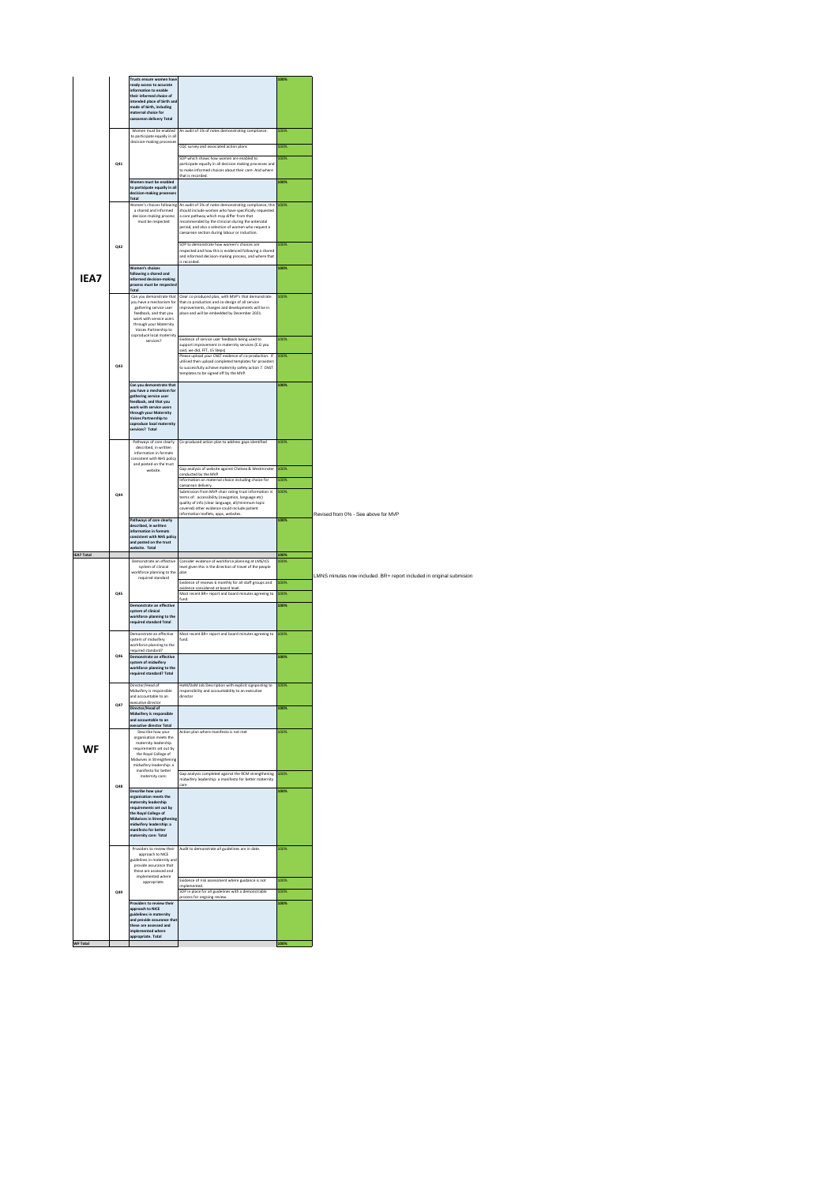| Section | Question | Requirement | Evidence | Compliance | Comments |
|---|---|---|---|---|---|
| IEA7 | | **Trusts ensure women have ready access to accurate information to enable their informed choice of intended place of birth and mode of birth, including maternal choice for caesarean delivery Total** | | 100% | |
| | Q41 | Women must be enabled to participate equally in all decision-making processes | An audit of 5% of notes demonstrating compliance. | 100% | |
| | | | CQC survey and associated action plans | 100% | |
| | | | SOP which shows how women are enabled to participate equally in all decision making processes and to make informed choices about their care. And where that is recorded. | 100% | |
| | | **Women must be enabled to participate equally in all decision-making processes Total** | | 100% | |
| | Q42 | Women's choices following a shared and informed decision-making process must be respected | An audit of 5% of notes demonstrating compliance, this should include women who have specifically requested a care pathway which may differ from that recommended by the clinician during the antenatal period, and also a selection of women who request a caesarean section during labour or induction. | 100% | |
| | | | SOP to demonstrate how women's choices are respected and how this is evidenced following a shared and informed decision-making process, and where that is recorded. | 100% | |
| | | **Women's choices following a shared and informed decision-making process must be respected Total** | | 100% | |
| | Q43 | Can you demonstrate that you have a mechanism for gathering service user feedback, and that you work with service users through your Maternity Voices Partnership to coproduce local maternity services? | Clear co produced plan, with MVP's that demonstrate that co production and co-design of all service improvements, changes and developments will be in place and will be embedded by December 2021. | 100% | |
| | | | Evidence of service user feedback being used to support improvement in maternity services (E.G you said, we did, FFT, 15 Steps) | 100% | |
| | | | Please upload your CNST evidence of co-production. If utilised then upload completed templates for providers to successfully achieve maternity safety action 7. CNST templates to be signed off by the MVP. | 100% | |
| | | **Can you demonstrate that you have a mechanism for gathering service user feedback, and that you work with service users through your Maternity Voices Partnership to coproduce local maternity services? Total** | | 100% | |
| | Q44 | Pathways of care clearly described, in written information in formats consistent with NHS policy and posted on the trust website. | Co-produced action plan to address gaps identified | 100% | |
| | | | Gap analysis of website against Chelsea & Westminster conducted by the MVP | 100% | |
| | | | Information on maternal choice including choice for caesarean delivery. | 100% | |
| | | | Submission from MVP chair rating trust information in terms of: accessibility (navigation, language etc) quality of info (clear language, all/minimum topic covered) other evidence could include patient information leaflets, apps, websites | 100% | Revised from 0% - See above for MVP |
| | | **Pathways of care clearly described, in written information in formats consistent with NHS policy and posted on the trust website. Total** | | 100% | |
| **IEA7 Total** | | | | 100% | |
| WF | Q45 | Demonstrate an effective system of clinical workforce planning to the required standard | Consider evidence of workforce planning at LMS/ICS level given this is the direction of travel of the people plan | 100% | LMNS minutes now included. BR+ report included in original submision |
| | | | Evidence of reviews 6 monthly for all staff groups and evidence considered at board level. | 100% | |
| | | | Most recent BR+ report and board minutes agreeing to fund. | 100% | |
| | | **Demonstrate an effective system of clinical workforce planning to the required standard Total** | | 100% | |
| | Q46 | Demonstrate an effective system of midwifery workforce planning to the required standard? | Most recent BR+ report and board minutes agreeing to fund. | 100% | |
| | | **Demonstrate an effective system of midwifery workforce planning to the required standard? Total** | | 100% | |
| | Q47 | Director/Head of Midwifery is responsible and accountable to an executive director | HoM/DoM Job Description with explicit signposting to responsibility and accountability to an executive director | 100% | |
| | | **Director/Head of Midwifery is responsible and accountable to an executive director Total** | | 100% | |
| | Q48 | Describe how your organisation meets the maternity leadership requirements set out by the Royal College of Midwives in Strengthening midwifery leadership: a manifesto for better maternity care: | Action plan where manifesto is not met | 100% | |
| | | | Gap analysis completed against the RCM strengthening midwifery leadership: a manifesto for better maternity care | 100% | |
| | | **Describe how your organisation meets the maternity leadership requirements set out by the Royal College of Midwives in Strengthening midwifery leadership: a manifesto for better maternity care: Total** | | 100% | |
| | Q49 | Providers to review their approach to NICE guidelines in maternity and provide assurance that these are assessed and implemented where appropriate. | Audit to demonstrate all guidelines are in date. | 100% | |
| | | | Evidence of risk assessment where guidance is not implemented. | 100% | |
| | | | SOP in place for all guidelines with a demonstrable process for ongoing review. | 100% | |
| | | **Providers to review their approach to NICE guidelines in maternity and provide assurance that these are assessed and implemented where appropriate. Total** | | 100% | |
| **WF Total** | | | | 100% | |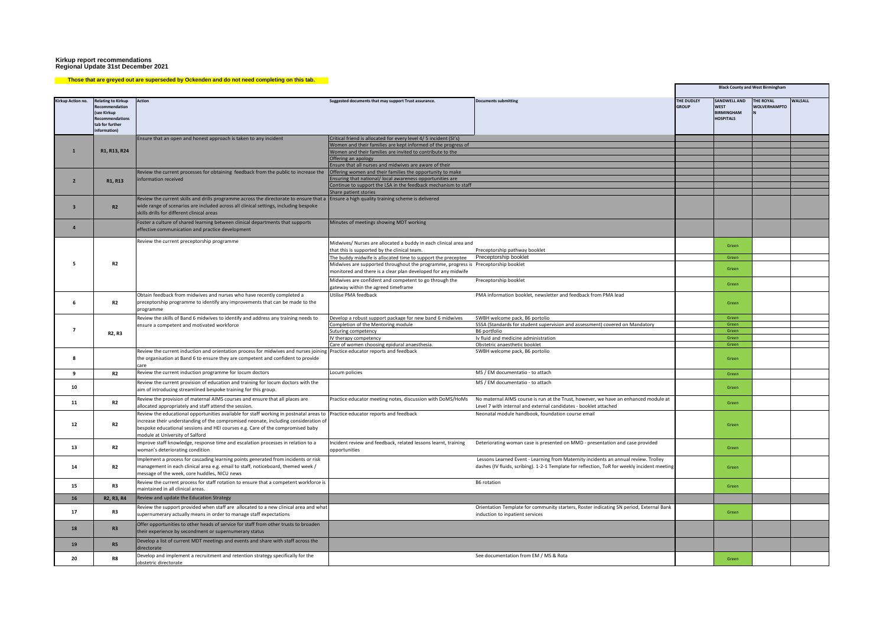**Kirkup report recommendations**
**Regional Update 31st December 2021**

**Those that are greyed out are superseded by Ockenden and do not need completing on this tab.**

| Kirkup Action no. | Relating to Kirkup Recommendation (see Kirkup Recommendations tab for further information) | Action | Suggested documents that may support Trust assurance. | Documents submitting | Black County and West Birmingham | | | |
|---|---|---|---|---|---|---|---|---|
| | | | | | THE DUDLEY GROUP | SANDWELL AND WEST BIRMINGHAM HOSPITALS | THE ROYAL WOLVERHAMPTON | WALSALL |
| 1 | R1, R13, R24 | Ensure that an open and honest approach is taken to any incident | Critical friend is allocated for every level 4/ 5 incident (SI's) | | | | | |
| | | | Women and their families are kept informed of the progress of | | | | | |
| | | | Women and their families are invited to contribute to the | | | | | |
| | | | Offering an apology | | | | | |
| | | | Ensure that all nurses and midwives are aware of their | | | | | |
| 2 | R1, R13 | Review the current processes for obtaining feedback from the public to increase the information received | Offering women and their families the opportunity to make | | | | | |
| | | | Ensuring that national/ local awareness opportunities are | | | | | |
| | | | Continue to support the LSA in the feedback mechanism to staff | | | | | |
| | | | Share patient stories | | | | | |
| 3 | R2 | Review the current skills and drills programme across the directorate to ensure that a wide range of scenarios are included across all clinical settings, including bespoke skills drills for different clinical areas | Ensure a high quality training scheme is delivered | | | | | |
| 4 | | Foster a culture of shared learning between clinical departments that supports effective communication and practice development | Minutes of meetings showing MDT working | | | | | |
| 5 | R2 | Review the current preceptorship programme | Midwives/ Nurses are allocated a buddy in each clinical area and that this is supported by the clinical team. | Preceptorship pathway booklet | | Green | | |
| | | | The buddy midwife is allocated time to support the preceptee | Preceptorship booklet | | Green | | |
| | | | Midwives are supported throughout the programme, progress is monitored and there is a clear plan developed for any midwife | Preceptorship booklet | | Green | | |
| | | | Midwives are confident and competent to go through the gateway within the agreed timeframe | Preceptorship booklet | | Green | | |
| 6 | R2 | Obtain feedback from midwives and nurses who have recently completed a preceptorship programme to identify any improvements that can be made to the programme | Utilise PMA feedback | PMA information booklet, newsletter and feedback from PMA lead | | Green | | |
| 7 | R2, R3 | Review the skills of Band 6 midwives to identify and address any training needs to ensure a competent and motivated workforce | Develop a robust support package for new band 6 midwives | SWBH welcome pack, B6 portolio | | Green | | |
| | | | Completion of the Mentoring module | SSSA (Standards for student supervision and assessment) covered on Mandatory | | Green | | |
| | | | Suturing competency | B6 portfolio | | Green | | |
| | | | IV therapy competency | Iv fluid and medicine administration | | Green | | |
| | | | Care of women choosing epidural anaesthesia. | Obstetric anaesthetic booklet | | Green | | |
| 8 | | Review the current induction and orientation process for midwives and nurses joining the organisation at Band 6 to ensure they are competent and confident to provide care | Practice educator reports and feedback | SWBH welcome pack, B6 portolio | | Green | | |
| 9 | R2 | Review the current induction programme for locum doctors | Locum policies | MS / EM documentatio - to attach | | Green | | |
| 10 | | Review the current provision of education and training for locum doctors with the aim of introducing streamlined bespoke training for this group. | | MS / EM documentatio - to attach | | Green | | |
| 11 | R2 | Review the provision of maternal AIMS courses and ensure that all places are allocated appropriately and staff attend the session. | Practice educator meeting notes, discussion with DoMS/HoMs | No maternal AIMS course is run at the Trust, however, we have an enhanced module at Level 7 with internal and external candidates - booklet attached | | Green | | |
| 12 | R2 | Review the educational opportunities available for staff working in postnatal areas to increase their understanding of the compromised neonate, including consideration of bespoke educational sessions and HEI courses e.g. Care of the compromised baby module at University of Salford | Practice educator reports and feedback | Neonatal module handbook, foundation course email | | Green | | |
| 13 | R2 | Improve staff knowledge, response time and escalation processes in relation to a woman's deteriorating condition | Incident review and feedback, related lessons learnt, training opportunities | Deteriorating woman case is presented on MMD - presentation and case provided | | Green | | |
| 14 | R2 | Implement a process for cascading learning points generated from incidents or risk management in each clinical area e.g. email to staff, noticeboard, themed week / message of the week, core huddles, NICU news | | Lessons Learned Event - Learning from Maternity incidents an annual review. Trolley dashes (IV fluids, scribing). 1-2-1 Template for reflection, ToR for weekly incident meeting | | Green | | |
| 15 | R3 | Review the current process for staff rotation to ensure that a competent workforce is maintained in all clinical areas. | | B6 rotation | | Green | | |
| 16 | R2, R3, R4 | Review and update the Education Strategy | | | | | | |
| 17 | R3 | Review the support provided when staff are allocated to a new clinical area and what supernumerary actually means in order to manage staff expectations | | Orientation Template for community starters, Roster indicating SN period, External Bank induction to inpatient services | | Green | | |
| 18 | R3 | Offer opportunities to other heads of service for staff from other trusts to broaden their experience by secondment or supernumerary status | | | | | | |
| 19 | R5 | Develop a list of current MDT meetings and events and share with staff across the directorate | | | | | | |
| 20 | R8 | Develop and implement a recruitment and retention strategy specifically for the obstetric directorate | | See documentation from EM / MS & Rota | | Green | | |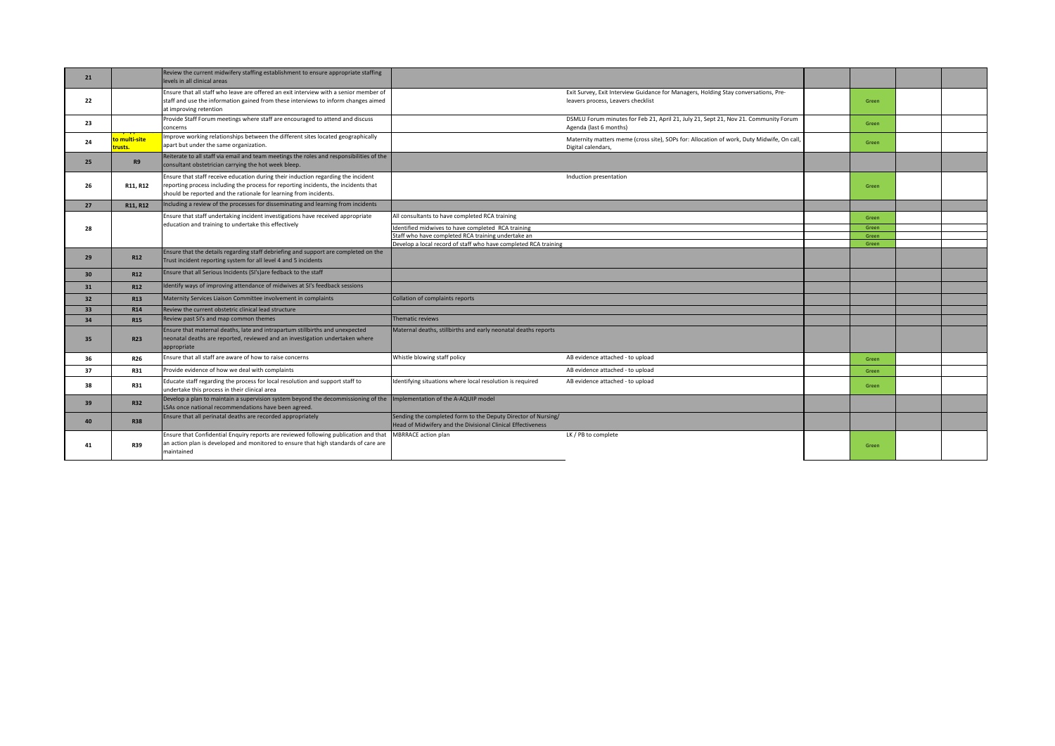| | | | | | | | | |
|---|---|---|---|---|---|---|---|---|
| 21 | | Review the current midwifery staffing establishment to ensure appropriate staffing levels in all clinical areas | | | | | | |
| 22 | | Ensure that all staff who leave are offered an exit interview with a senior member of staff and use the information gained from these interviews to inform changes aimed at improving retention | | Exit Survey, Exit Interview Guidance for Managers, Holding Stay conversations, Pre-leavers process, Leavers checklist | | Green | | |
| 23 | | Provide Staff Forum meetings where staff are encouraged to attend and discuss concerns | | DSMLU Forum minutes for Feb 21, April 21, July 21, Sept 21, Nov 21. Community Forum Agenda (last 6 months) | | Green | | |
| 24 | to multi-site trusts. | Improve working relationships between the different sites located geographically apart but under the same organization. | | Maternity matters meme (cross site), SOPs for: Allocation of work, Duty Midwife, On call, Digital calendars, | | Green | | |
| 25 | R9 | Reiterate to all staff via email and team meetings the roles and responsibilities of the consultant obstetrician carrying the hot week bleep. | | | | | | |
| 26 | R11, R12 | Ensure that staff receive education during their induction regarding the incident reporting process including the process for reporting incidents, the incidents that should be reported and the rationale for learning from incidents. | | Induction presentation | | Green | | |
| 27 | R11, R12 | Including a review of the processes for disseminating and learning from incidents | | | | | | |
| 28 | | Ensure that staff undertaking incident investigations have received appropriate education and training to undertake this effectively | All consultants to have completed RCA training | | | Green | | |
| | | | Identified midwives to have completed RCA training | | | Green | | |
| | | | Staff who have completed RCA training undertake an | | | Green | | |
| | | | Develop a local record of staff who have completed RCA training | | | Green | | |
| 29 | R12 | Ensure that the details regarding staff debriefing and support are completed on the Trust incident reporting system for all level 4 and 5 incidents | | | | | | |
| 30 | R12 | Ensure that all Serious Incidents (SI's)are fedback to the staff | | | | | | |
| 31 | R12 | Identify ways of improving attendance of midwives at SI's feedback sessions | | | | | | |
| 32 | R13 | Maternity Services Liaison Committee involvement in complaints | Collation of complaints reports | | | | | |
| 33 | R14 | Review the current obstetric clinical lead structure | | | | | | |
| 34 | R15 | Review past SI's and map common themes | Thematic reviews | | | | | |
| 35 | R23 | Ensure that maternal deaths, late and intrapartum stillbirths and unexpected neonatal deaths are reported, reviewed and an investigation undertaken where appropriate | Maternal deaths, stillbirths and early neonatal deaths reports | | | | | |
| 36 | R26 | Ensure that all staff are aware of how to raise concerns | Whistle blowing staff policy | AB evidence attached - to upload | | Green | | |
| 37 | R31 | Provide evidence of how we deal with complaints | | AB evidence attached - to upload | | Green | | |
| 38 | R31 | Educate staff regarding the process for local resolution and support staff to undertake this process in their clinical area | Identifying situations where local resolution is required | AB evidence attached - to upload | | Green | | |
| 39 | R32 | Develop a plan to maintain a supervision system beyond the decommissioning of the LSAs once national recommendations have been agreed. | Implementation of the A-AQUIP model | | | | | |
| 40 | R38 | Ensure that all perinatal deaths are recorded appropriately | Sending the completed form to the Deputy Director of Nursing/ Head of Midwifery and the Divisional Clinical Effectiveness | | | | | |
| 41 | R39 | Ensure that Confidential Enquiry reports are reviewed following publication and that an action plan is developed and monitored to ensure that high standards of care are maintained | MBRRACE action plan | LK / PB to complete | | Green | | |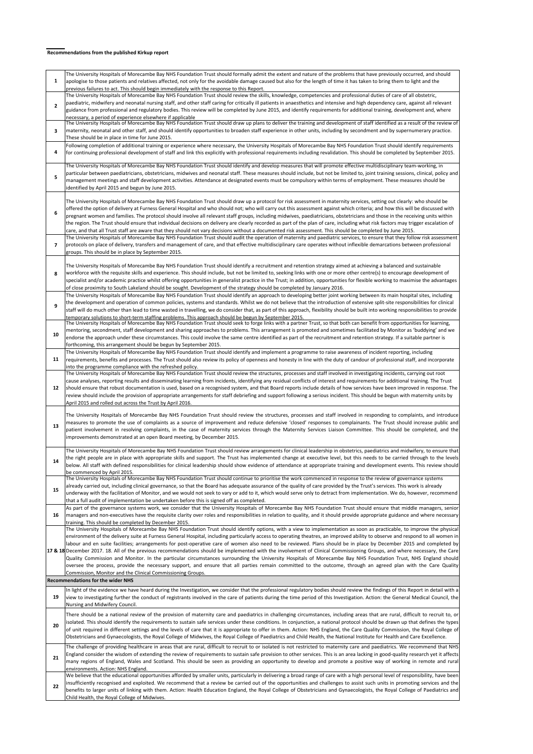**Recommendations from the published Kirkup report**

| | |
|---|---|
| 1 | The University Hospitals of Morecambe Bay NHS Foundation Trust should formally admit the extent and nature of the problems that have previously occurred, and should apologise to those patients and relatives affected, not only for the avoidable damage caused but also for the length of time it has taken to bring them to light and the previous failures to act. This should begin immediately with the response to this Report. |
| 2 | The University Hospitals of Morecambe Bay NHS Foundation Trust should review the skills, knowledge, competencies and professional duties of care of all obstetric, paediatric, midwifery and neonatal nursing staff, and other staff caring for critically ill patients in anaesthetics and intensive and high dependency care, against all relevant guidance from professional and regulatory bodies. This review will be completed by June 2015, and identify requirements for additional training, development and, where necessary, a period of experience elsewhere if applicable |
| 3 | The University Hospitals of Morecambe Bay NHS Foundation Trust should draw up plans to deliver the training and development of staff identified as a result of the review of maternity, neonatal and other staff, and should identify opportunities to broaden staff experience in other units, including by secondment and by supernumerary practice. These should be in place in time for June 2015. |
| 4 | Following completion of additional training or experience where necessary, the University Hospitals of Morecambe Bay NHS Foundation Trust should identify requirements for continuing professional development of staff and link this explicitly with professional requirements including revalidation. This should be completed by September 2015. |
| 5 | The University Hospitals of Morecambe Bay NHS Foundation Trust should identify and develop measures that will promote effective multidisciplinary team-working, in particular between paediatricians, obstetricians, midwives and neonatal staff. These measures should include, but not be limited to, joint training sessions, clinical, policy and management meetings and staff development activities. Attendance at designated events must be compulsory within terms of employment. These measures should be identified by April 2015 and begun by June 2015. |
| 6 | The University Hospitals of Morecambe Bay NHS Foundation Trust should draw up a protocol for risk assessment in maternity services, setting out clearly: who should be offered the option of delivery at Furness General Hospital and who should not; who will carry out this assessment against which criteria; and how this will be discussed with pregnant women and families. The protocol should involve all relevant staff groups, including midwives, paediatricians, obstetricians and those in the receiving units within the region. The Trust should ensure that individual decisions on delivery are clearly recorded as part of the plan of care, including what risk factors may trigger escalation of care, and that all Trust staff are aware that they should not vary decisions without a documented risk assessment. This should be completed by June 2015. |
| 7 | The University Hospitals of Morecambe Bay NHS Foundation Trust should audit the operation of maternity and paediatric services, to ensure that they follow risk assessment protocols on place of delivery, transfers and management of care, and that effective multidisciplinary care operates without inflexible demarcations between professional groups. This should be in place by September 2015. |
| 8 | The University Hospitals of Morecambe Bay NHS Foundation Trust should identify a recruitment and retention strategy aimed at achieving a balanced and sustainable workforce with the requisite skills and experience. This should include, but not be limited to, seeking links with one or more other centre(s) to encourage development of specialist and/or academic practice whilst offering opportunities in generalist practice in the Trust; in addition, opportunities for flexible working to maximise the advantages of close proximity to South Lakeland should be sought. Development of the strategy should be completed by January 2016. |
| 9 | The University Hospitals of Morecambe Bay NHS Foundation Trust should identify an approach to developing better joint working between its main hospital sites, including the development and operation of common policies, systems and standards. Whilst we do not believe that the introduction of extensive split-site responsibilities for clinical staff will do much other than lead to time wasted in travelling, we do consider that, as part of this approach, flexibility should be built into working responsibilities to provide temporary solutions to short-term staffing problems. This approach should be begun by September 2015. |
| 10 | The University Hospitals of Morecambe Bay NHS Foundation Trust should seek to forge links with a partner Trust, so that both can benefit from opportunities for learning, mentoring, secondment, staff development and sharing approaches to problems. This arrangement is promoted and sometimes facilitated by Monitor as 'buddying' and we endorse the approach under these circumstances. This could involve the same centre identified as part of the recruitment and retention strategy. If a suitable partner is forthcoming, this arrangement should be begun by September 2015. |
| 11 | The University Hospitals of Morecambe Bay NHS Foundation Trust should identify and implement a programme to raise awareness of incident reporting, including requirements, benefits and processes. The Trust should also review its policy of openness and honesty in line with the duty of candour of professional staff, and incorporate into the programme compliance with the refreshed policy. |
| 12 | The University Hospitals of Morecambe Bay NHS Foundation Trust should review the structures, processes and staff involved in investigating incidents, carrying out root cause analyses, reporting results and disseminating learning from incidents, identifying any residual conflicts of interest and requirements for additional training. The Trust should ensure that robust documentation is used, based on a recognised system, and that Board reports include details of how services have been improved in response. The review should include the provision of appropriate arrangements for staff debriefing and support following a serious incident. This should be begun with maternity units by April 2015 and rolled out across the Trust by April 2016. |
| 13 | The University Hospitals of Morecambe Bay NHS Foundation Trust should review the structures, processes and staff involved in responding to complaints, and introduce measures to promote the use of complaints as a source of improvement and reduce defensive 'closed' responses to complainants. The Trust should increase public and patient involvement in resolving complaints, in the case of maternity services through the Maternity Services Liaison Committee. This should be completed, and the improvements demonstrated at an open Board meeting, by December 2015. |
| 14 | The University Hospitals of Morecambe Bay NHS Foundation Trust should review arrangements for clinical leadership in obstetrics, paediatrics and midwifery, to ensure that the right people are in place with appropriate skills and support. The Trust has implemented change at executive level, but this needs to be carried through to the levels below. All staff with defined responsibilities for clinical leadership should show evidence of attendance at appropriate training and development events. This review should be commenced by April 2015. |
| 15 | The University Hospitals of Morecambe Bay NHS Foundation Trust should continue to prioritise the work commenced in response to the review of governance systems already carried out, including clinical governance, so that the Board has adequate assurance of the quality of care provided by the Trust's services. This work is already underway with the facilitation of Monitor, and we would not seek to vary or add to it, which would serve only to detract from implementation. We do, however, recommend that a full audit of implementation be undertaken before this is signed off as completed. |
| 16 | As part of the governance systems work, we consider that the University Hospitals of Morecambe Bay NHS Foundation Trust should ensure that middle managers, senior managers and non-executives have the requisite clarity over roles and responsibilities in relation to quality, and it should provide appropriate guidance and where necessary training. This should be completed by December 2015. |
| 17 & 18 | The University Hospitals of Morecambe Bay NHS Foundation Trust should identify options, with a view to implementation as soon as practicable, to improve the physical environment of the delivery suite at Furness General Hospital, including particularly access to operating theatres, an improved ability to observe and respond to all women in labour and en suite facilities; arrangements for post-operative care of women also need to be reviewed. Plans should be in place by December 2015 and completed by December 2017. 18. All of the previous recommendations should be implemented with the involvement of Clinical Commissioning Groups, and where necessary, the Care Quality Commission and Monitor. In the particular circumstances surrounding the University Hospitals of Morecambe Bay NHS Foundation Trust, NHS England should oversee the process, provide the necessary support, and ensure that all parties remain committed to the outcome, through an agreed plan with the Care Quality Commission, Monitor and the Clinical Commissioning Groups. |
| **Recommendations for the wider NHS** | |
| 19 | In light of the evidence we have heard during the Investigation, we consider that the professional regulatory bodies should review the findings of this Report in detail with a view to investigating further the conduct of registrants involved in the care of patients during the time period of this Investigation. Action: the General Medical Council, the Nursing and Midwifery Council. |
| 20 | There should be a national review of the provision of maternity care and paediatrics in challenging circumstances, including areas that are rural, difficult to recruit to, or isolated. This should identify the requirements to sustain safe services under these conditions. In conjunction, a national protocol should be drawn up that defines the types of unit required in different settings and the levels of care that it is appropriate to offer in them. Action: NHS England, the Care Quality Commission, the Royal College of Obstetricians and Gynaecologists, the Royal College of Midwives, the Royal College of Paediatrics and Child Health, the National Institute for Health and Care Excellence. |
| 21 | The challenge of providing healthcare in areas that are rural, difficult to recruit to or isolated is not restricted to maternity care and paediatrics. We recommend that NHS England consider the wisdom of extending the review of requirements to sustain safe provision to other services. This is an area lacking in good-quality research yet it affects many regions of England, Wales and Scotland. This should be seen as providing an opportunity to develop and promote a positive way of working in remote and rural environments. Action: NHS England. |
| 22 | We believe that the educational opportunities afforded by smaller units, particularly in delivering a broad range of care with a high personal level of responsibility, have been insufficiently recognised and exploited. We recommend that a review be carried out of the opportunities and challenges to assist such units in promoting services and the benefits to larger units of linking with them. Action: Health Education England, the Royal College of Obstetricians and Gynaecologists, the Royal College of Paediatrics and Child Health, the Royal College of Midwives. |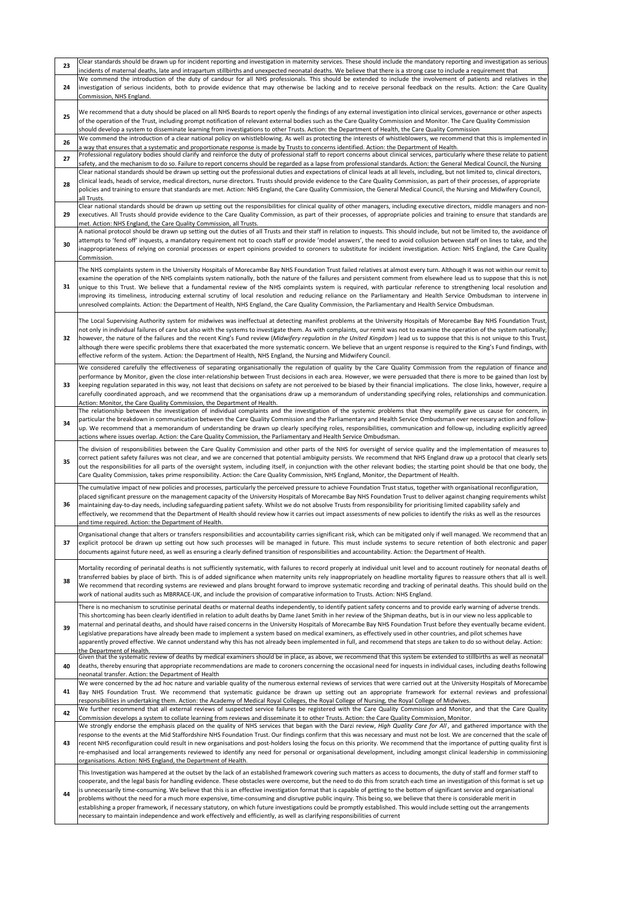| | |
|---|---|
| 23 | Clear standards should be drawn up for incident reporting and investigation in maternity services. These should include the mandatory reporting and investigation as serious incidents of maternal deaths, late and intrapartum stillbirths and unexpected neonatal deaths. We believe that there is a strong case to include a requirement that |
| 24 | We commend the introduction of the duty of candour for all NHS professionals. This should be extended to include the involvement of patients and relatives in the investigation of serious incidents, both to provide evidence that may otherwise be lacking and to receive personal feedback on the results. Action: the Care Quality Commission, NHS England. |
| 25 | We recommend that a duty should be placed on all NHS Boards to report openly the findings of any external investigation into clinical services, governance or other aspects of the operation of the Trust, including prompt notification of relevant external bodies such as the Care Quality Commission and Monitor. The Care Quality Commission should develop a system to disseminate learning from investigations to other Trusts. Action: the Department of Health, the Care Quality Commission |
| 26 | We commend the introduction of a clear national policy on whistleblowing. As well as protecting the interests of whistleblowers, we recommend that this is implemented in a way that ensures that a systematic and proportionate response is made by Trusts to concerns identified. Action: the Department of Health. |
| 27 | Professional regulatory bodies should clarify and reinforce the duty of professional staff to report concerns about clinical services, particularly where these relate to patient safety, and the mechanism to do so. Failure to report concerns should be regarded as a lapse from professional standards. Action: the General Medical Council, the Nursing |
| 28 | Clear national standards should be drawn up setting out the professional duties and expectations of clinical leads at all levels, including, but not limited to, clinical directors, clinical leads, heads of service, medical directors, nurse directors. Trusts should provide evidence to the Care Quality Commission, as part of their processes, of appropriate policies and training to ensure that standards are met. Action: NHS England, the Care Quality Commission, the General Medical Council, the Nursing and Midwifery Council, all Trusts. |
| 29 | Clear national standards should be drawn up setting out the responsibilities for clinical quality of other managers, including executive directors, middle managers and non-executives. All Trusts should provide evidence to the Care Quality Commission, as part of their processes, of appropriate policies and training to ensure that standards are met. Action: NHS England, the Care Quality Commission, all Trusts. |
| 30 | A national protocol should be drawn up setting out the duties of all Trusts and their staff in relation to inquests. This should include, but not be limited to, the avoidance of attempts to 'fend off' inquests, a mandatory requirement not to coach staff or provide 'model answers', the need to avoid collusion between staff on lines to take, and the inappropriateness of relying on coronial processes or expert opinions provided to coroners to substitute for incident investigation. Action: NHS England, the Care Quality Commission. |
| 31 | The NHS complaints system in the University Hospitals of Morecambe Bay NHS Foundation Trust failed relatives at almost every turn. Although it was not within our remit to examine the operation of the NHS complaints system nationally, both the nature of the failures and persistent comment from elsewhere lead us to suppose that this is not unique to this Trust. We believe that a fundamental review of the NHS complaints system is required, with particular reference to strengthening local resolution and improving its timeliness, introducing external scrutiny of local resolution and reducing reliance on the Parliamentary and Health Service Ombudsman to intervene in unresolved complaints. Action: the Department of Health, NHS England, the Care Quality Commission, the Parliamentary and Health Service Ombudsman. |
| 32 | The Local Supervising Authority system for midwives was ineffectual at detecting manifest problems at the University Hospitals of Morecambe Bay NHS Foundation Trust, not only in individual failures of care but also with the systems to investigate them. As with complaints, our remit was not to examine the operation of the system nationally; however, the nature of the failures and the recent King's Fund review (*Midwifery regulation in the United Kingdom*) lead us to suppose that this is not unique to this Trust, although there were specific problems there that exacerbated the more systematic concern. We believe that an urgent response is required to the King's Fund findings, with effective reform of the system. Action: the Department of Health, NHS England, the Nursing and Midwifery Council. |
| 33 | We considered carefully the effectiveness of separating organisationally the regulation of quality by the Care Quality Commission from the regulation of finance and performance by Monitor, given the close inter-relationship between Trust decisions in each area. However, we were persuaded that there is more to be gained than lost by keeping regulation separated in this way, not least that decisions on safety are not perceived to be biased by their financial implications. The close links, however, require a carefully coordinated approach, and we recommend that the organisations draw up a memorandum of understanding specifying roles, relationships and communication. Action: Monitor, the Care Quality Commission, the Department of Health. |
| 34 | The relationship between the investigation of individual complaints and the investigation of the systemic problems that they exemplify gave us cause for concern, in particular the breakdown in communication between the Care Quality Commission and the Parliamentary and Health Service Ombudsman over necessary action and follow-up. We recommend that a memorandum of understanding be drawn up clearly specifying roles, responsibilities, communication and follow-up, including explicitly agreed actions where issues overlap. Action: the Care Quality Commission, the Parliamentary and Health Service Ombudsman. |
| 35 | The division of responsibilities between the Care Quality Commission and other parts of the NHS for oversight of service quality and the implementation of measures to correct patient safety failures was not clear, and we are concerned that potential ambiguity persists. We recommend that NHS England draw up a protocol that clearly sets out the responsibilities for all parts of the oversight system, including itself, in conjunction with the other relevant bodies; the starting point should be that one body, the Care Quality Commission, takes prime responsibility. Action: the Care Quality Commission, NHS England, Monitor, the Department of Health. |
| 36 | The cumulative impact of new policies and processes, particularly the perceived pressure to achieve Foundation Trust status, together with organisational reconfiguration, placed significant pressure on the management capacity of the University Hospitals of Morecambe Bay NHS Foundation Trust to deliver against changing requirements whilst maintaining day-to-day needs, including safeguarding patient safety. Whilst we do not absolve Trusts from responsibility for prioritising limited capability safely and effectively, we recommend that the Department of Health should review how it carries out impact assessments of new policies to identify the risks as well as the resources and time required. Action: the Department of Health. |
| 37 | Organisational change that alters or transfers responsibilities and accountability carries significant risk, which can be mitigated only if well managed. We recommend that an explicit protocol be drawn up setting out how such processes will be managed in future. This must include systems to secure retention of both electronic and paper documents against future need, as well as ensuring a clearly defined transition of responsibilities and accountability. Action: the Department of Health. |
| 38 | Mortality recording of perinatal deaths is not sufficiently systematic, with failures to record properly at individual unit level and to account routinely for neonatal deaths of transferred babies by place of birth. This is of added significance when maternity units rely inappropriately on headline mortality figures to reassure others that all is well. We recommend that recording systems are reviewed and plans brought forward to improve systematic recording and tracking of perinatal deaths. This should build on the work of national audits such as MBRRACE-UK, and include the provision of comparative information to Trusts. Action: NHS England. |
| 39 | There is no mechanism to scrutinise perinatal deaths or maternal deaths independently, to identify patient safety concerns and to provide early warning of adverse trends. This shortcoming has been clearly identified in relation to adult deaths by Dame Janet Smith in her review of the Shipman deaths, but is in our view no less applicable to maternal and perinatal deaths, and should have raised concerns in the University Hospitals of Morecambe Bay NHS Foundation Trust before they eventually became evident. Legislative preparations have already been made to implement a system based on medical examiners, as effectively used in other countries, and pilot schemes have apparently proved effective. We cannot understand why this has not already been implemented in full, and recommend that steps are taken to do so without delay. Action: the Department of Health. |
| 40 | Given that the systematic review of deaths by medical examiners should be in place, as above, we recommend that this system be extended to stillbirths as well as neonatal deaths, thereby ensuring that appropriate recommendations are made to coroners concerning the occasional need for inquests in individual cases, including deaths following neonatal transfer. Action: the Department of Health |
| 41 | We were concerned by the ad hoc nature and variable quality of the numerous external reviews of services that were carried out at the University Hospitals of Morecambe Bay NHS Foundation Trust. We recommend that systematic guidance be drawn up setting out an appropriate framework for external reviews and professional responsibilities in undertaking them. Action: the Academy of Medical Royal Colleges, the Royal College of Nursing, the Royal College of Midwives. |
| 42 | We further recommend that all external reviews of suspected service failures be registered with the Care Quality Commission and Monitor, and that the Care Quality Commission develops a system to collate learning from reviews and disseminate it to other Trusts. Action: the Care Quality Commission, Monitor. |
| 43 | We strongly endorse the emphasis placed on the quality of NHS services that began with the Darzi review, *High Quality Care for All*, and gathered importance with the response to the events at the Mid Staffordshire NHS Foundation Trust. Our findings confirm that this was necessary and must not be lost. We are concerned that the scale of recent NHS reconfiguration could result in new organisations and post-holders losing the focus on this priority. We recommend that the importance of putting quality first is re-emphasised and local arrangements reviewed to identify any need for personal or organisational development, including amongst clinical leadership in commissioning organisations. Action: NHS England, the Department of Health. |
| 44 | This Investigation was hampered at the outset by the lack of an established framework covering such matters as access to documents, the duty of staff and former staff to cooperate, and the legal basis for handling evidence. These obstacles were overcome, but the need to do this from scratch each time an investigation of this format is set up is unnecessarily time-consuming. We believe that this is an effective investigation format that is capable of getting to the bottom of significant service and organisational problems without the need for a much more expensive, time-consuming and disruptive public inquiry. This being so, we believe that there is considerable merit in establishing a proper framework, if necessary statutory, on which future investigations could be promptly established. This would include setting out the arrangements necessary to maintain independence and work effectively and efficiently, as well as clarifying responsibilities of current |